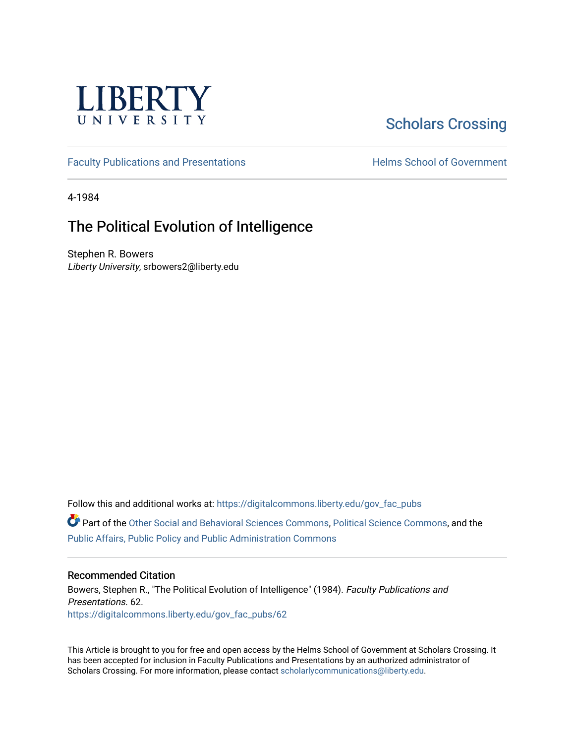LIBERTY UNIVERSITY

Scholars Crossing

Faculty Publications and Presentations

Helms School of Government

4-1984

# The Political Evolution of Intelligence

Stephen R. Bowers
*Liberty University*, srbowers2@liberty.edu

Follow this and additional works at: https://digitalcommons.liberty.edu/gov_fac_pubs

Part of the Other Social and Behavioral Sciences Commons, Political Science Commons, and the Public Affairs, Public Policy and Public Administration Commons

## Recommended Citation

Bowers, Stephen R., "The Political Evolution of Intelligence" (1984). *Faculty Publications and Presentations*. 62.
https://digitalcommons.liberty.edu/gov_fac_pubs/62

This Article is brought to you for free and open access by the Helms School of Government at Scholars Crossing. It has been accepted for inclusion in Faculty Publications and Presentations by an authorized administrator of Scholars Crossing. For more information, please contact scholarlycommunications@liberty.edu.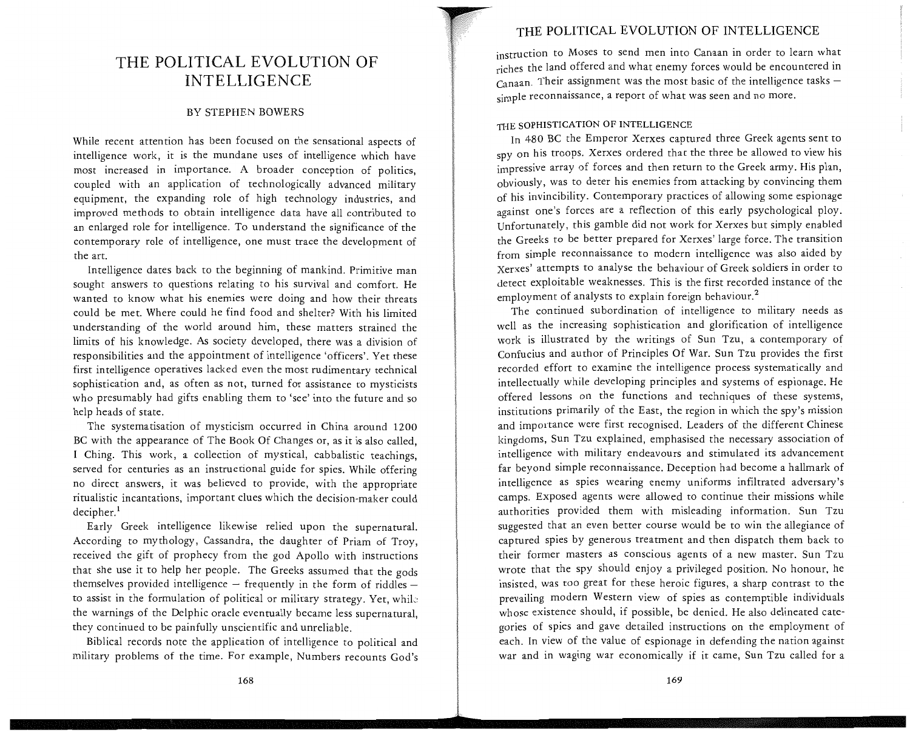# THE POLITICAL EVOLUTION OF INTELLIGENCE

BY STEPHEN BOWERS

While recent attention has been focused on the sensational aspects of intelligence work, it is the mundane uses of intelligence which have most increased in importance. A broader conception of politics, coupled with an application of technologically advanced military equipment, the expanding role of high technology industries, and improved methods to obtain intelligence data have all contributed to an enlarged role for intelligence. To understand the significance of the contemporary role of intelligence, one must trace the development of the art.

Intelligence dates back to the beginning of mankind. Primitive man sought answers to questions relating to his survival and comfort. He wanted to know what his enemies were doing and how their threats could be met. Where could he find food and shelter? With his limited understanding of the world around him, these matters strained the limits of his knowledge. As society developed, there was a division of responsibilities and the appointment of intelligence 'officers'. Yet these first intelligence operatives lacked even the most rudimentary technical sophistication and, as often as not, turned for assistance to mysticists who presumably had gifts enabling them to 'see' into the future and so help heads of state.

The systematisation of mysticism occurred in China around 1200 BC with the appearance of The Book Of Changes or, as it is also called, I Ching. This work, a collection of mystical, cabbalistic teachings, served for centuries as an instructional guide for spies. While offering no direct answers, it was believed to provide, with the appropriate ritualistic incantations, important clues which the decision-maker could decipher.[1]

Early Greek intelligence likewise relied upon the supernatural. According to mythology, Cassandra, the daughter of Priam of Troy, received the gift of prophecy from the god Apollo with instructions that she use it to help her people. The Greeks assumed that the gods themselves provided intelligence – frequently in the form of riddles – to assist in the formulation of political or military strategy. Yet, while the warnings of the Delphic oracle eventually became less supernatural, they continued to be painfully unscientific and unreliable.

Biblical records note the application of intelligence to political and military problems of the time. For example, Numbers recounts God's instruction to Moses to send men into Canaan in order to learn what riches the land offered and what enemy forces would be encountered in Canaan. Their assignment was the most basic of the intelligence tasks – simple reconnaissance, a report of what was seen and no more.

## THE SOPHISTICATION OF INTELLIGENCE

In 480 BC the Emperor Xerxes captured three Greek agents sent to spy on his troops. Xerxes ordered that the three be allowed to view his impressive array of forces and then return to the Greek army. His plan, obviously, was to deter his enemies from attacking by convincing them of his invincibility. Contemporary practices of allowing some espionage against one's forces are a reflection of this early psychological ploy. Unfortunately, this gamble did not work for Xerxes but simply enabled the Greeks to be better prepared for Xerxes' large force. The transition from simple reconnaissance to modern intelligence was also aided by Xerxes' attempts to analyse the behaviour of Greek soldiers in order to detect exploitable weaknesses. This is the first recorded instance of the employment of analysts to explain foreign behaviour.[2]

The continued subordination of intelligence to military needs as well as the increasing sophistication and glorification of intelligence work is illustrated by the writings of Sun Tzu, a contemporary of Confucius and author of Principles Of War. Sun Tzu provides the first recorded effort to examine the intelligence process systematically and intellectually while developing principles and systems of espionage. He offered lessons on the functions and techniques of these systems, institutions primarily of the East, the region in which the spy's mission and importance were first recognised. Leaders of the different Chinese kingdoms, Sun Tzu explained, emphasised the necessary association of intelligence with military endeavours and stimulated its advancement far beyond simple reconnaissance. Deception had become a hallmark of intelligence as spies wearing enemy uniforms infiltrated adversary's camps. Exposed agents were allowed to continue their missions while authorities provided them with misleading information. Sun Tzu suggested that an even better course would be to win the allegiance of captured spies by generous treatment and then dispatch them back to their former masters as conscious agents of a new master. Sun Tzu wrote that the spy should enjoy a privileged position. No honour, he insisted, was too great for these heroic figures, a sharp contrast to the prevailing modern Western view of spies as contemptible individuals whose existence should, if possible, be denied. He also delineated categories of spies and gave detailed instructions on the employment of each. In view of the value of espionage in defending the nation against war and in waging war economically if it came, Sun Tzu called for a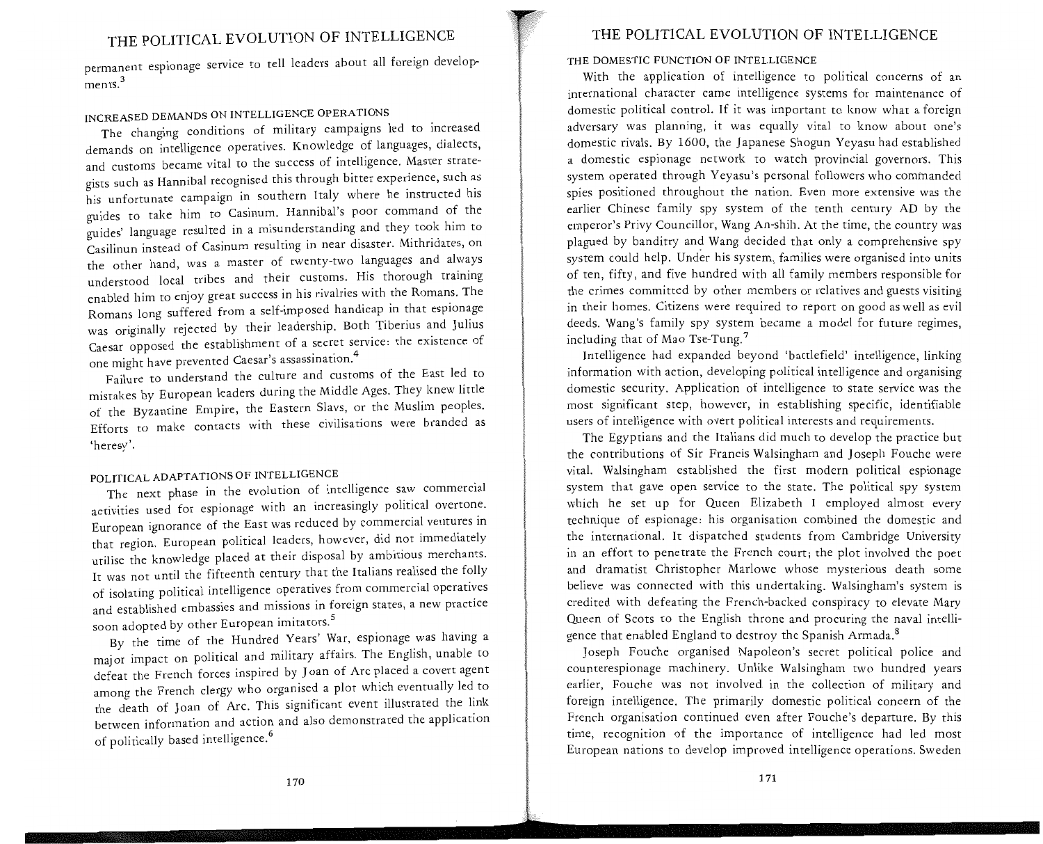permanent espionage service to tell leaders about all foreign developments.[3]

### INCREASED DEMANDS ON INTELLIGENCE OPERATIONS

The changing conditions of military campaigns led to increased demands on intelligence operatives. Knowledge of languages, dialects, and customs became vital to the success of intelligence. Master strategists such as Hannibal recognised this through bitter experience, such as his unfortunate campaign in southern Italy where he instructed his guides to take him to Casinum. Hannibal's poor command of the guides' language resulted in a misunderstanding and they took him to Casilinun instead of Casinum resulting in near disaster. Mithridates, on the other hand, was a master of twenty-two languages and always understood local tribes and their customs. His thorough training enabled him to enjoy great success in his rivalries with the Romans. The Romans long suffered from a self-imposed handicap in that espionage was originally rejected by their leadership. Both Tiberius and Julius Caesar opposed the establishment of a secret service: the existence of one might have prevented Caesar's assassination.[4]

Failure to understand the culture and customs of the East led to mistakes by European leaders during the Middle Ages. They knew little of the Byzantine Empire, the Eastern Slavs, or the Muslim peoples. Efforts to make contacts with these civilisations were branded as 'heresy'.

### POLITICAL ADAPTATIONS OF INTELLIGENCE

The next phase in the evolution of intelligence saw commercial activities used for espionage with an increasingly political overtone. European ignorance of the East was reduced by commercial ventures in that region. European political leaders, however, did not immediately utilise the knowledge placed at their disposal by ambitious merchants. It was not until the fifteenth century that the Italians realised the folly of isolating political intelligence operatives from commercial operatives and established embassies and missions in foreign states, a new practice soon adopted by other European imitators.[5]

By the time of the Hundred Years' War, espionage was having a major impact on political and military affairs. The English, unable to defeat the French forces inspired by Joan of Arc placed a covert agent among the French clergy who organised a plot which eventually led to the death of Joan of Arc. This significant event illustrated the link between information and action and also demonstrated the application of politically based intelligence.[6]

### THE DOMESTIC FUNCTION OF INTELLIGENCE

With the application of intelligence to political concerns of an international character came intelligence systems for maintenance of domestic political control. If it was important to know what a foreign adversary was planning, it was equally vital to know about one's domestic rivals. By 1600, the Japanese Shogun Yeyasu had established a domestic espionage network to watch provincial governors. This system operated through Yeyasu's personal followers who commanded spies positioned throughout the nation. Even more extensive was the earlier Chinese family spy system of the tenth century AD by the emperor's Privy Councillor, Wang An-shih. At the time, the country was plagued by banditry and Wang decided that only a comprehensive spy system could help. Under his system, families were organised into units of ten, fifty, and five hundred with all family members responsible for the crimes committed by other members or relatives and guests visiting in their homes. Citizens were required to report on good as well as evil deeds. Wang's family spy system became a model for future regimes, including that of Mao Tse-Tung.[7]

Intelligence had expanded beyond 'battlefield' intelligence, linking information with action, developing political intelligence and organising domestic security. Application of intelligence to state service was the most significant step, however, in establishing specific, identifiable users of intelligence with overt political interests and requirements.

The Egyptians and the Italians did much to develop the practice but the contributions of Sir Francis Walsingham and Joseph Fouche were vital. Walsingham established the first modern political espionage system that gave open service to the state. The political spy system which he set up for Queen Elizabeth I employed almost every technique of espionage: his organisation combined the domestic and the international. It dispatched students from Cambridge University in an effort to penetrate the French court; the plot involved the poet and dramatist Christopher Marlowe whose mysterious death some believe was connected with this undertaking. Walsingham's system is credited with defeating the French-backed conspiracy to elevate Mary Queen of Scots to the English throne and procuring the naval intelligence that enabled England to destroy the Spanish Armada.[8]

Joseph Fouche organised Napoleon's secret political police and counterespionage machinery. Unlike Walsingham two hundred years earlier, Fouche was not involved in the collection of military and foreign intelligence. The primarily domestic political concern of the French organisation continued even after Fouche's departure. By this time, recognition of the importance of intelligence had led most European nations to develop improved intelligence operations. Sweden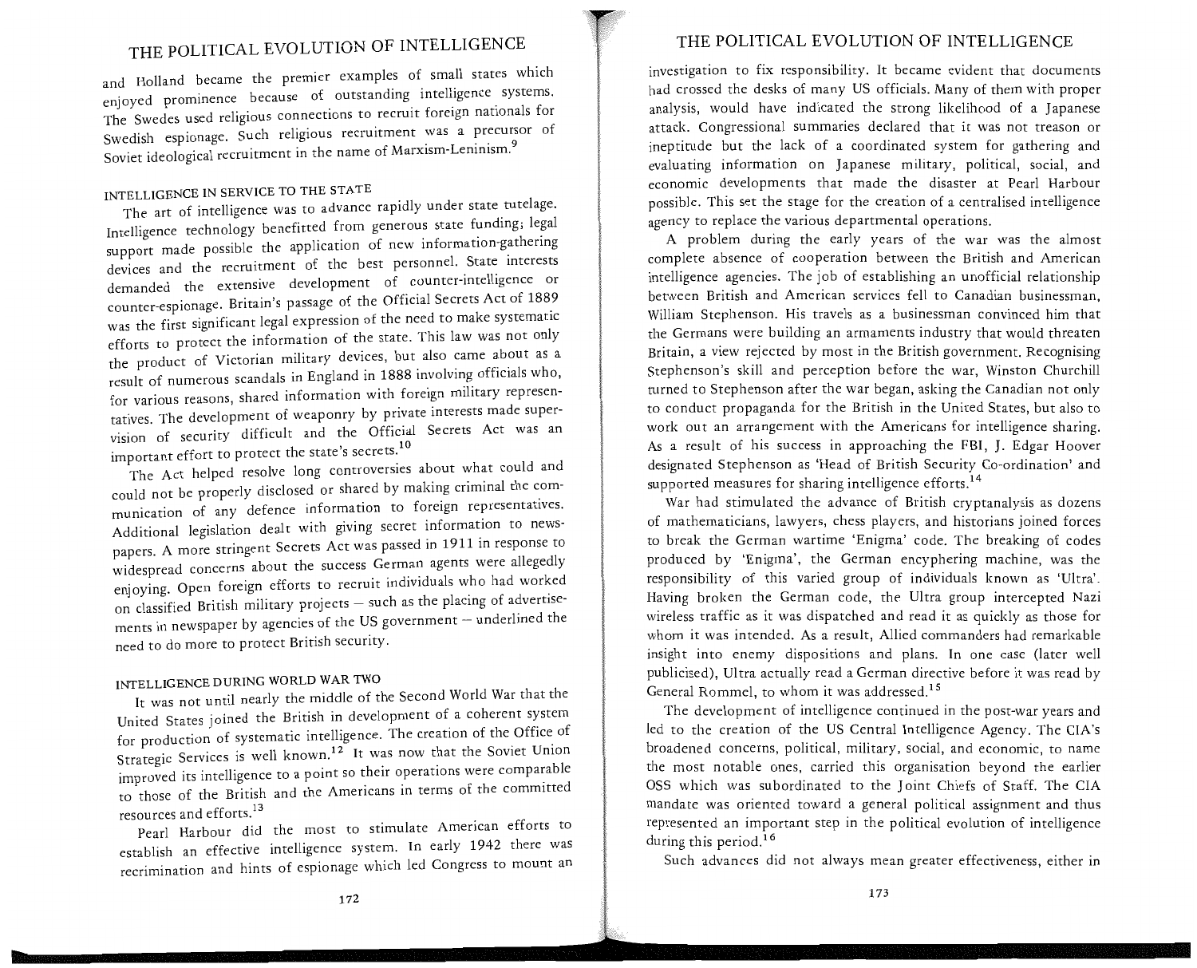and Holland became the premier examples of small states which enjoyed prominence because of outstanding intelligence systems. The Swedes used religious connections to recruit foreign nationals for Swedish espionage. Such religious recruitment was a precursor of Soviet ideological recruitment in the name of Marxism-Leninism.[9]

## INTELLIGENCE IN SERVICE TO THE STATE

The art of intelligence was to advance rapidly under state tutelage. Intelligence technology benefitted from generous state funding; legal support made possible the application of new information-gathering devices and the recruitment of the best personnel. State interests demanded the extensive development of counter-intelligence or counter-espionage. Britain's passage of the Official Secrets Act of 1889 was the first significant legal expression of the need to make systematic efforts to protect the information of the state. This law was not only the product of Victorian military devices, but also came about as a result of numerous scandals in England in 1888 involving officials who, for various reasons, shared information with foreign military representatives. The development of weaponry by private interests made supervision of security difficult and the Official Secrets Act was an important effort to protect the state's secrets.[10]

The Act helped resolve long controversies about what could and could not be properly disclosed or shared by making criminal the communication of any defence information to foreign representatives. Additional legislation dealt with giving secret information to newspapers. A more stringent Secrets Act was passed in 1911 in response to widespread concerns about the success German agents were allegedly enjoying. Open foreign efforts to recruit individuals who had worked on classified British military projects – such as the placing of advertisements in newspaper by agencies of the US government – underlined the need to do more to protect British security.

## INTELLIGENCE DURING WORLD WAR TWO

It was not until nearly the middle of the Second World War that the United States joined the British in development of a coherent system for production of systematic intelligence. The creation of the Office of Strategic Services is well known.[12] It was now that the Soviet Union improved its intelligence to a point so their operations were comparable to those of the British and the Americans in terms of the committed resources and efforts.[13]

Pearl Harbour did the most to stimulate American efforts to establish an effective intelligence system. In early 1942 there was recrimination and hints of espionage which led Congress to mount an investigation to fix responsibility. It became evident that documents had crossed the desks of many US officials. Many of them with proper analysis, would have indicated the strong likelihood of a Japanese attack. Congressional summaries declared that it was not treason or ineptitude but the lack of a coordinated system for gathering and evaluating information on Japanese military, political, social, and economic developments that made the disaster at Pearl Harbour possible. This set the stage for the creation of a centralised intelligence agency to replace the various departmental operations.

A problem during the early years of the war was the almost complete absence of cooperation between the British and American intelligence agencies. The job of establishing an unofficial relationship between British and American services fell to Canadian businessman, William Stephenson. His travels as a businessman convinced him that the Germans were building an armaments industry that would threaten Britain, a view rejected by most in the British government. Recognising Stephenson's skill and perception before the war, Winston Churchill turned to Stephenson after the war began, asking the Canadian not only to conduct propaganda for the British in the United States, but also to work out an arrangement with the Americans for intelligence sharing. As a result of his success in approaching the FBI, J. Edgar Hoover designated Stephenson as 'Head of British Security Co-ordination' and supported measures for sharing intelligence efforts.[14]

War had stimulated the advance of British cryptanalysis as dozens of mathematicians, lawyers, chess players, and historians joined forces to break the German wartime 'Enigma' code. The breaking of codes produced by 'Enigma', the German encyphering machine, was the responsibility of this varied group of individuals known as 'Ultra'. Having broken the German code, the Ultra group intercepted Nazi wireless traffic as it was dispatched and read it as quickly as those for whom it was intended. As a result, Allied commanders had remarkable insight into enemy dispositions and plans. In one case (later well publicised), Ultra actually read a German directive before it was read by General Rommel, to whom it was addressed.[15]

The development of intelligence continued in the post-war years and led to the creation of the US Central Intelligence Agency. The CIA's broadened concerns, political, military, social, and economic, to name the most notable ones, carried this organisation beyond the earlier OSS which was subordinated to the Joint Chiefs of Staff. The CIA mandate was oriented toward a general political assignment and thus represented an important step in the political evolution of intelligence during this period.[16]

Such advances did not always mean greater effectiveness, either in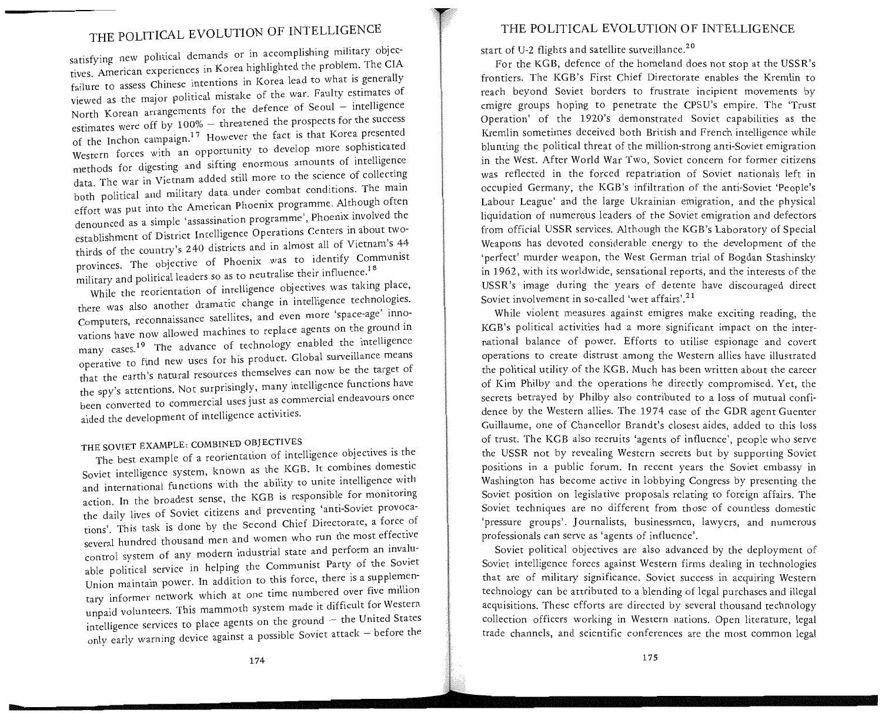satisfying new political demands or in accomplishing military objectives. American experiences in Korea highlighted the problem. The CIA failure to assess Chinese intentions in Korea lead to what is generally viewed as the major political mistake of the war. Faulty estimates of North Korean arrangements for the defence of Seoul – intelligence estimates were off by 100% – threatened the prospects for the success of the Inchon campaign.[17] However the fact is that Korea presented Western forces with an opportunity to develop more sophisticated methods for digesting and sifting enormous amounts of intelligence data. The war in Vietnam added still more to the science of collecting both political and military data under combat conditions. The main effort was put into the American Phoenix programme. Although often denounced as a simple 'assassination programme', Phoenix involved the establishment of District Intelligence Operations Centers in about two-thirds of the country's 240 districts and in almost all of Vietnam's 44 provinces. The objective of Phoenix was to identify Communist military and political leaders so as to neutralise their influence.[18]

While the reorientation of intelligence objectives was taking place, there was also another dramatic change in intelligence technologies. Computers, reconnaissance satellites, and even more 'space-age' innovations have now allowed machines to replace agents on the ground in many cases.[19] The advance of technology enabled the intelligence operative to find new uses for his product. Global surveillance means that the earth's natural resources themselves can now be the target of the spy's attentions. Not surprisingly, many intelligence functions have been converted to commercial uses just as commercial endeavours once aided the development of intelligence activities.

## THE SOVIET EXAMPLE: COMBINED OBJECTIVES

The best example of a reorientation of intelligence objectives is the Soviet intelligence system, known as the KGB. It combines domestic and international functions with the ability to unite intelligence with action. In the broadest sense, the KGB is responsible for monitoring the daily lives of Soviet citizens and preventing 'anti-Soviet provocations'. This task is done by the Second Chief Directorate, a force of several hundred thousand men and women who run the most effective control system of any modern industrial state and perform an invaluable political service in helping the Communist Party of the Soviet Union maintain power. In addition to this force, there is a supplementary informer network which at one time numbered over five million unpaid volunteers. This mammoth system made it difficult for Western intelligence services to place agents on the ground – the United States only early warning device against a possible Soviet attack – before the start of U-2 flights and satellite surveillance.[20]

For the KGB, defence of the homeland does not stop at the USSR's frontiers. The KGB's First Chief Directorate enables the Kremlin to reach beyond Soviet borders to frustrate incipient movements by emigre groups hoping to penetrate the CPSU's empire. The 'Trust Operation' of the 1920's demonstrated Soviet capabilities as the Kremlin sometimes deceived both British and French intelligence while blunting the political threat of the million-strong anti-Soviet emigration in the West. After World War Two, Soviet concern for former citizens was reflected in the forced repatriation of Soviet nationals left in occupied Germany, the KGB's infiltration of the anti-Soviet 'People's Labour League' and the large Ukrainian emigration, and the physical liquidation of numerous leaders of the Soviet emigration and defectors from official USSR services. Although the KGB's Laboratory of Special Weapons has devoted considerable energy to the development of the 'perfect' murder weapon, the West German trial of Bogdan Stashinsky in 1962, with its worldwide, sensational reports, and the interests of the USSR's image during the years of detente have discouraged direct Soviet involvement in so-called 'wet affairs'.[21]

While violent measures against emigres make exciting reading, the KGB's political activities had a more significant impact on the international balance of power. Efforts to utilise espionage and covert operations to create distrust among the Western allies have illustrated the political utility of the KGB. Much has been written about the career of Kim Philby and the operations he directly compromised. Yet, the secrets betrayed by Philby also contributed to a loss of mutual confidence by the Western allies. The 1974 case of the GDR agent Guenter Guillaume, one of Chancellor Brandt's closest aides, added to this loss of trust. The KGB also recruits 'agents of influence', people who serve the USSR not by revealing Western secrets but by supporting Soviet positions in a public forum. In recent years the Soviet embassy in Washington has become active in lobbying Congress by presenting the Soviet position on legislative proposals relating to foreign affairs. The Soviet techniques are no different from those of countless domestic 'pressure groups'. Journalists, businessmen, lawyers, and numerous professionals can serve as 'agents of influence'.

Soviet political objectives are also advanced by the deployment of Soviet intelligence forces against Western firms dealing in technologies that are of military significance. Soviet success in acquiring Western technology can be attributed to a blending of legal purchases and illegal acquisitions. These efforts are directed by several thousand technology collection officers working in Western nations. Open literature, legal trade channels, and scientific conferences are the most common legal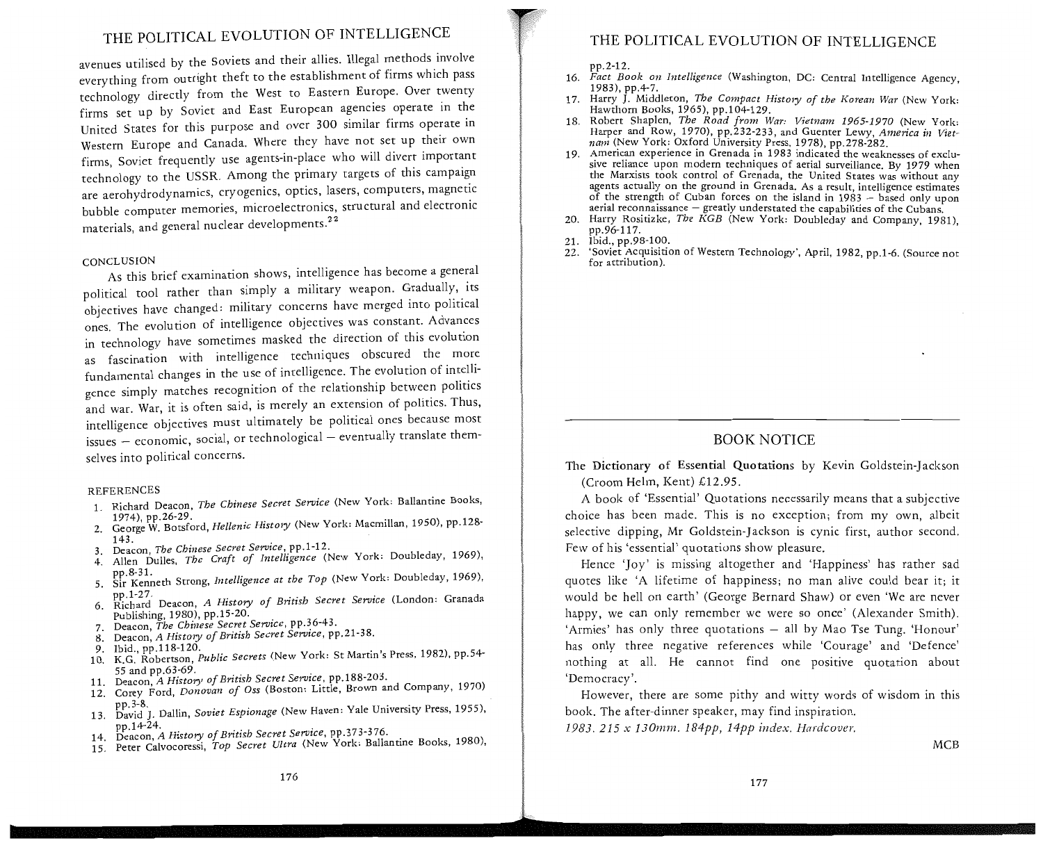avenues utilised by the Soviets and their allies. Illegal methods involve everything from outright theft to the establishment of firms which pass technology directly from the West to Eastern Europe. Over twenty firms set up by Soviet and East European agencies operate in the United States for this purpose and over 300 similar firms operate in Western Europe and Canada. Where they have not set up their own firms, Soviet frequently use agents-in-place who will divert important technology to the USSR. Among the primary targets of this campaign are aerohydrodynamics, cryogenics, optics, lasers, computers, magnetic bubble computer memories, microelectronics, structural and electronic materials, and general nuclear developments.[22]

## CONCLUSION

As this brief examination shows, intelligence has become a general political tool rather than simply a military weapon. Gradually, its objectives have changed: military concerns have merged into political ones. The evolution of intelligence objectives was constant. Advances in technology have sometimes masked the direction of this evolution as fascination with intelligence techniques obscured the more fundamental changes in the use of intelligence. The evolution of intelligence simply matches recognition of the relationship between politics and war. War, it is often said, is merely an extension of politics. Thus, intelligence objectives must ultimately be political ones because most issues – economic, social, or technological – eventually translate themselves into political concerns.

## REFERENCES

1. Richard Deacon, *The Chinese Secret Service* (New York: Ballantine Books, 1974), pp.26-29.
2. George W. Botsford, *Hellenic History* (New York: Macmillan, 1950), pp.128-143.
3. Deacon, *The Chinese Secret Service*, pp.1-12.
4. Allen Dulles, *The Craft of Intelligence* (New York: Doubleday, 1969), pp.8-31.
5. Sir Kenneth Strong, *Intelligence at the Top* (New York: Doubleday, 1969), pp.1-27.
6. Richard Deacon, *A History of British Secret Service* (London: Granada Publishing, 1980), pp.15-20.
7. Deacon, *The Chinese Secret Service*, pp.36-43.
8. Deacon, *A History of British Secret Service*, pp.21-38.
9. Ibid., pp.118-120.
10. K.G. Robertson, *Public Secrets* (New York: St Martin's Press, 1982), pp.54-55 and pp.63-69.
11. Deacon, *A History of British Secret Service*, pp.188-203.
12. Corey Ford, *Donovan of Oss* (Boston: Little, Brown and Company, 1970) pp.3-8.
13. David J. Dallin, *Soviet Espionage* (New Haven: Yale University Press, 1955), pp.14-24.
14. Deacon, *A History of British Secret Service*, pp.373-376.
15. Peter Calvocoressi, *Top Secret Ultra* (New York: Ballantine Books, 1980), pp.2-12.
16. *Fact Book on Intelligence* (Washington, DC: Central Intelligence Agency, 1983), pp.4-7.
17. Harry J. Middleton, *The Compact History of the Korean War* (New York: Hawthorn Books, 1965), pp.104-129.
18. Robert Shaplen, *The Road from War: Vietnam 1965-1970* (New York: Harper and Row, 1970), pp.232-233, and Guenter Lewy, *America in Vietnam* (New York: Oxford University Press, 1978), pp.278-282.
19. American experience in Grenada in 1983 indicated the weaknesses of exclusive reliance upon modern techniques of aerial surveillance. By 1979 when the Marxists took control of Grenada, the United States was without any agents actually on the ground in Grenada. As a result, intelligence estimates of the strength of Cuban forces on the island in 1983 – based only upon aerial reconnaissance – greatly understated the capabilities of the Cubans.
20. Harry Rositizke, *The KGB* (New York: Doubleday and Company, 1981), pp.96-117.
21. Ibid., pp.98-100.
22. 'Soviet Acquisition of Western Technology', April, 1982, pp.1-6. (Source not for attribution).

---

## BOOK NOTICE

**The Dictionary of Essential Quotations** by Kevin Goldstein-Jackson (Croom Helm, Kent) £12.95.

A book of 'Essential' Quotations necessarily means that a subjective choice has been made. This is no exception; from my own, albeit selective dipping, Mr Goldstein-Jackson is cynic first, author second. Few of his 'essential' quotations show pleasure.

Hence 'Joy' is missing altogether and 'Happiness' has rather sad quotes like 'A lifetime of happiness; no man alive could bear it; it would be hell on earth' (George Bernard Shaw) or even 'We are never happy, we can only remember we were so once' (Alexander Smith). 'Armies' has only three quotations – all by Mao Tse Tung. 'Honour' has only three negative references while 'Courage' and 'Defence' nothing at all. He cannot find one positive quotation about 'Democracy'.

However, there are some pithy and witty words of wisdom in this book. The after-dinner speaker, may find inspiration.

*1983. 215 x 130mm. 184pp, 14pp index. Hardcover.*

MCB